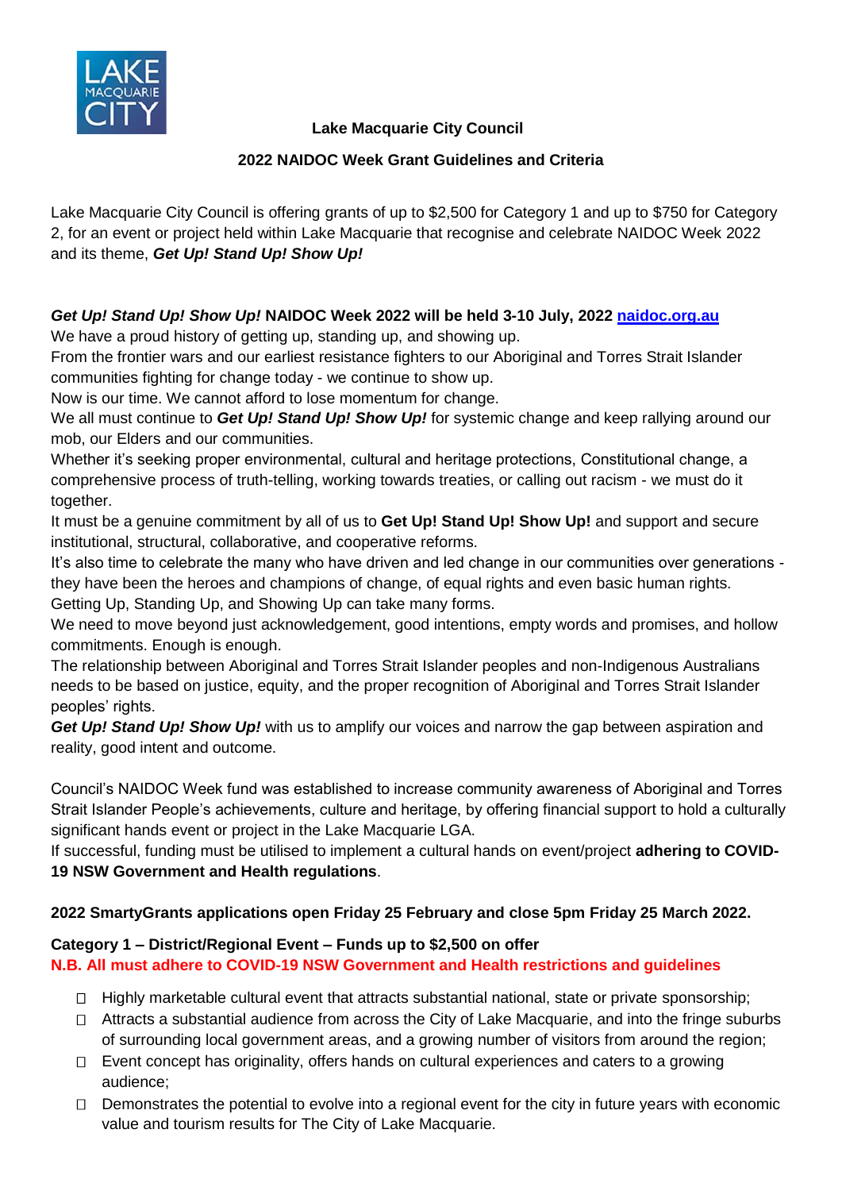**Lake Macquarie City Council**

**2022 NAIDOC Week Grant Guidelines and Criteria**

Lake Macquarie City Council is offering grants of up to $2,500 for Category 1 and up to $750 for Category 2, for an event or project held within Lake Macquarie that recognise and celebrate NAIDOC Week 2022 and its theme, ***Get Up! Stand Up! Show Up!***

***Get Up! Stand Up! Show Up!*** **NAIDOC Week 2022 will be held 3-10 July, 2022** [**naidoc.org.au**](https://naidoc.org.au)

We have a proud history of getting up, standing up, and showing up.

From the frontier wars and our earliest resistance fighters to our Aboriginal and Torres Strait Islander communities fighting for change today - we continue to show up.

Now is our time. We cannot afford to lose momentum for change.

We all must continue to ***Get Up! Stand Up! Show Up!*** for systemic change and keep rallying around our mob, our Elders and our communities.

Whether it's seeking proper environmental, cultural and heritage protections, Constitutional change, a comprehensive process of truth-telling, working towards treaties, or calling out racism - we must do it together.

It must be a genuine commitment by all of us to **Get Up! Stand Up! Show Up!** and support and secure institutional, structural, collaborative, and cooperative reforms.

It's also time to celebrate the many who have driven and led change in our communities over generations - they have been the heroes and champions of change, of equal rights and even basic human rights.

Getting Up, Standing Up, and Showing Up can take many forms.

We need to move beyond just acknowledgement, good intentions, empty words and promises, and hollow commitments. Enough is enough.

The relationship between Aboriginal and Torres Strait Islander peoples and non-Indigenous Australians needs to be based on justice, equity, and the proper recognition of Aboriginal and Torres Strait Islander peoples' rights.

***Get Up! Stand Up! Show Up!*** with us to amplify our voices and narrow the gap between aspiration and reality, good intent and outcome.

Council's NAIDOC Week fund was established to increase community awareness of Aboriginal and Torres Strait Islander People's achievements, culture and heritage, by offering financial support to hold a culturally significant hands event or project in the Lake Macquarie LGA.

If successful, funding must be utilised to implement a cultural hands on event/project **adhering to COVID-19 NSW Government and Health regulations**.

**2022 SmartyGrants applications open Friday 25 February and close 5pm Friday 25 March 2022.**

**Category 1 – District/Regional Event – Funds up to $2,500 on offer**

**N.B. All must adhere to COVID-19 NSW Government and Health restrictions and guidelines**

- Highly marketable cultural event that attracts substantial national, state or private sponsorship;
- Attracts a substantial audience from across the City of Lake Macquarie, and into the fringe suburbs of surrounding local government areas, and a growing number of visitors from around the region;
- Event concept has originality, offers hands on cultural experiences and caters to a growing audience;
- Demonstrates the potential to evolve into a regional event for the city in future years with economic value and tourism results for The City of Lake Macquarie.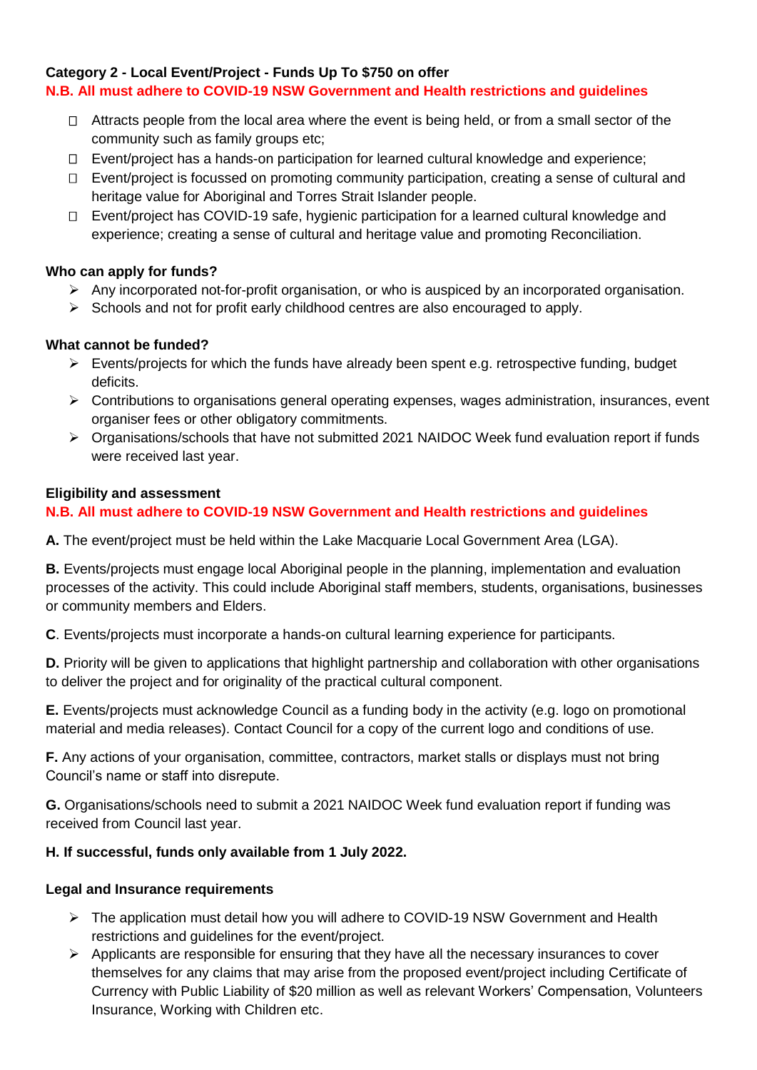**Category 2 - Local Event/Project - Funds Up To $750 on offer**

**N.B. All must adhere to COVID-19 NSW Government and Health restrictions and guidelines**

- Attracts people from the local area where the event is being held, or from a small sector of the community such as family groups etc;
- Event/project has a hands-on participation for learned cultural knowledge and experience;
- Event/project is focussed on promoting community participation, creating a sense of cultural and heritage value for Aboriginal and Torres Strait Islander people.
- Event/project has COVID-19 safe, hygienic participation for a learned cultural knowledge and experience; creating a sense of cultural and heritage value and promoting Reconciliation.

**Who can apply for funds?**

- Any incorporated not-for-profit organisation, or who is auspiced by an incorporated organisation.
- Schools and not for profit early childhood centres are also encouraged to apply.

**What cannot be funded?**

- Events/projects for which the funds have already been spent e.g. retrospective funding, budget deficits.
- Contributions to organisations general operating expenses, wages administration, insurances, event organiser fees or other obligatory commitments.
- Organisations/schools that have not submitted 2021 NAIDOC Week fund evaluation report if funds were received last year.

**Eligibility and assessment**

**N.B. All must adhere to COVID-19 NSW Government and Health restrictions and guidelines**

**A.** The event/project must be held within the Lake Macquarie Local Government Area (LGA).

**B.** Events/projects must engage local Aboriginal people in the planning, implementation and evaluation processes of the activity. This could include Aboriginal staff members, students, organisations, businesses or community members and Elders.

**C**. Events/projects must incorporate a hands-on cultural learning experience for participants.

**D.** Priority will be given to applications that highlight partnership and collaboration with other organisations to deliver the project and for originality of the practical cultural component.

**E.** Events/projects must acknowledge Council as a funding body in the activity (e.g. logo on promotional material and media releases). Contact Council for a copy of the current logo and conditions of use.

**F.** Any actions of your organisation, committee, contractors, market stalls or displays must not bring Council's name or staff into disrepute.

**G.** Organisations/schools need to submit a 2021 NAIDOC Week fund evaluation report if funding was received from Council last year.

**H. If successful, funds only available from 1 July 2022.**

**Legal and Insurance requirements**

- The application must detail how you will adhere to COVID-19 NSW Government and Health restrictions and guidelines for the event/project.
- Applicants are responsible for ensuring that they have all the necessary insurances to cover themselves for any claims that may arise from the proposed event/project including Certificate of Currency with Public Liability of $20 million as well as relevant Workers' Compensation, Volunteers Insurance, Working with Children etc.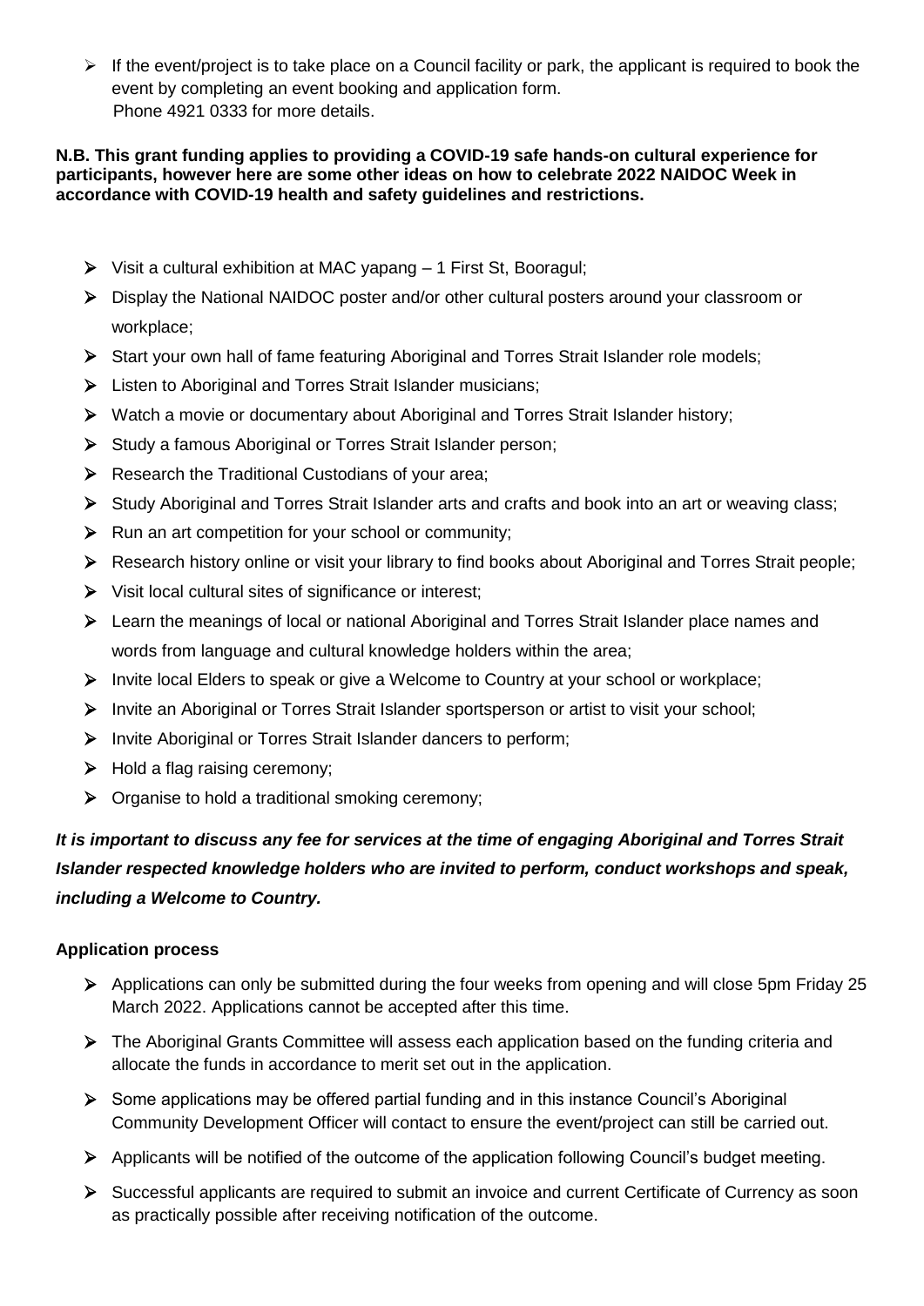- If the event/project is to take place on a Council facility or park, the applicant is required to book the event by completing an event booking and application form.
  Phone 4921 0333 for more details.

**N.B. This grant funding applies to providing a COVID-19 safe hands-on cultural experience for participants, however here are some other ideas on how to celebrate 2022 NAIDOC Week in accordance with COVID-19 health and safety guidelines and restrictions.**

- Visit a cultural exhibition at MAC yapang – 1 First St, Booragul;
- Display the National NAIDOC poster and/or other cultural posters around your classroom or workplace;
- Start your own hall of fame featuring Aboriginal and Torres Strait Islander role models;
- Listen to Aboriginal and Torres Strait Islander musicians;
- Watch a movie or documentary about Aboriginal and Torres Strait Islander history;
- Study a famous Aboriginal or Torres Strait Islander person;
- Research the Traditional Custodians of your area;
- Study Aboriginal and Torres Strait Islander arts and crafts and book into an art or weaving class;
- Run an art competition for your school or community;
- Research history online or visit your library to find books about Aboriginal and Torres Strait people;
- Visit local cultural sites of significance or interest;
- Learn the meanings of local or national Aboriginal and Torres Strait Islander place names and words from language and cultural knowledge holders within the area;
- Invite local Elders to speak or give a Welcome to Country at your school or workplace;
- Invite an Aboriginal or Torres Strait Islander sportsperson or artist to visit your school;
- Invite Aboriginal or Torres Strait Islander dancers to perform;
- Hold a flag raising ceremony;
- Organise to hold a traditional smoking ceremony;

***It is important to discuss any fee for services at the time of engaging Aboriginal and Torres Strait Islander respected knowledge holders who are invited to perform, conduct workshops and speak, including a Welcome to Country.***

**Application process**

- Applications can only be submitted during the four weeks from opening and will close 5pm Friday 25 March 2022. Applications cannot be accepted after this time.
- The Aboriginal Grants Committee will assess each application based on the funding criteria and allocate the funds in accordance to merit set out in the application.
- Some applications may be offered partial funding and in this instance Council's Aboriginal Community Development Officer will contact to ensure the event/project can still be carried out.
- Applicants will be notified of the outcome of the application following Council's budget meeting.
- Successful applicants are required to submit an invoice and current Certificate of Currency as soon as practically possible after receiving notification of the outcome.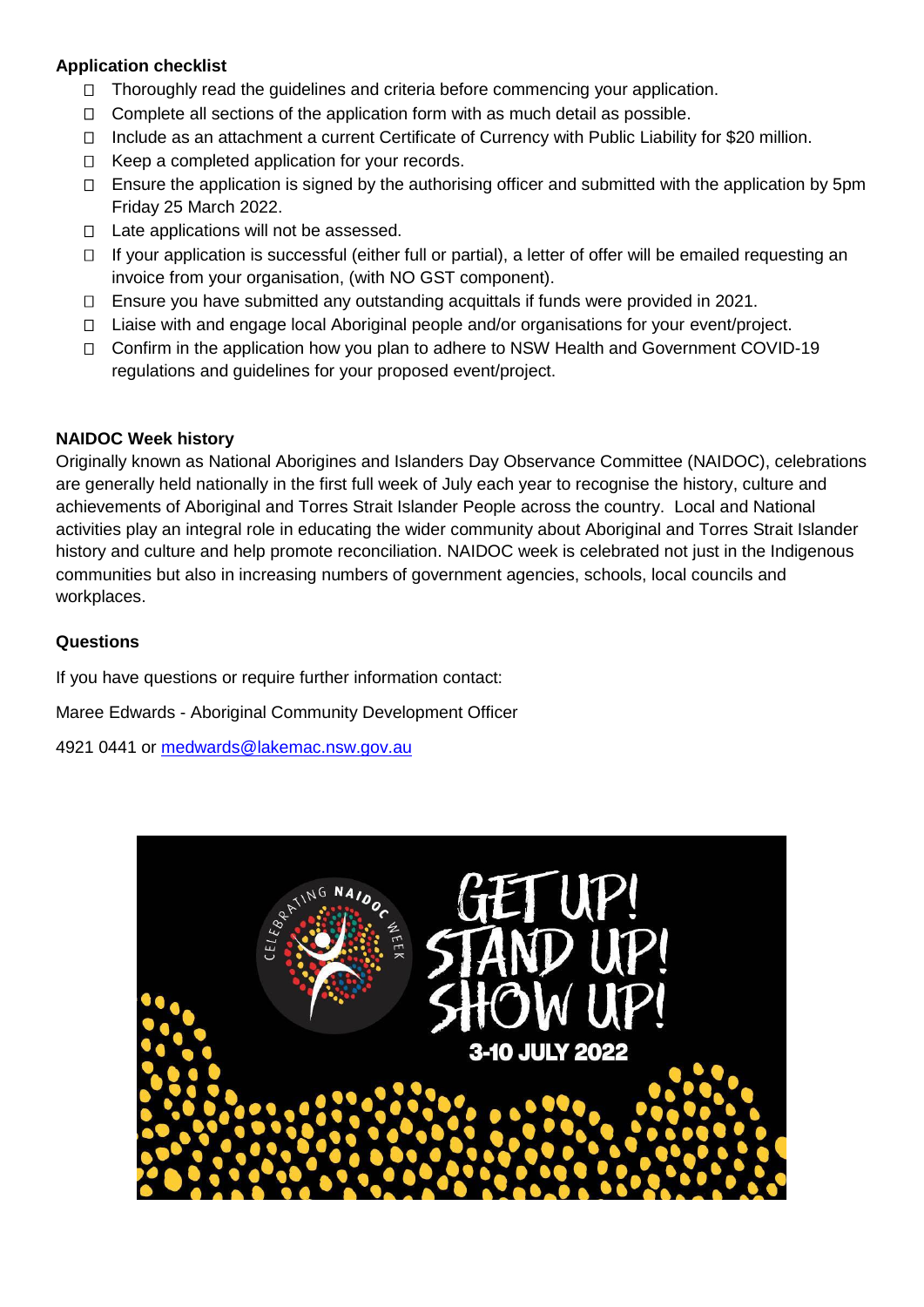**Application checklist**

- ☐ Thoroughly read the guidelines and criteria before commencing your application.
- ☐ Complete all sections of the application form with as much detail as possible.
- ☐ Include as an attachment a current Certificate of Currency with Public Liability for $20 million.
- ☐ Keep a completed application for your records.
- ☐ Ensure the application is signed by the authorising officer and submitted with the application by 5pm Friday 25 March 2022.
- ☐ Late applications will not be assessed.
- ☐ If your application is successful (either full or partial), a letter of offer will be emailed requesting an invoice from your organisation, (with NO GST component).
- ☐ Ensure you have submitted any outstanding acquittals if funds were provided in 2021.
- ☐ Liaise with and engage local Aboriginal people and/or organisations for your event/project.
- ☐ Confirm in the application how you plan to adhere to NSW Health and Government COVID-19 regulations and guidelines for your proposed event/project.

**NAIDOC Week history**

Originally known as National Aborigines and Islanders Day Observance Committee (NAIDOC), celebrations are generally held nationally in the first full week of July each year to recognise the history, culture and achievements of Aboriginal and Torres Strait Islander People across the country. Local and National activities play an integral role in educating the wider community about Aboriginal and Torres Strait Islander history and culture and help promote reconciliation. NAIDOC week is celebrated not just in the Indigenous communities but also in increasing numbers of government agencies, schools, local councils and workplaces.

**Questions**

If you have questions or require further information contact:

Maree Edwards - Aboriginal Community Development Officer

4921 0441 or [medwards@lakemac.nsw.gov.au](mailto:medwards@lakemac.nsw.gov.au)

CELEBRATING NAIDOC WEEK

GET UP! STAND UP! SHOW UP!

3-10 JULY 2022